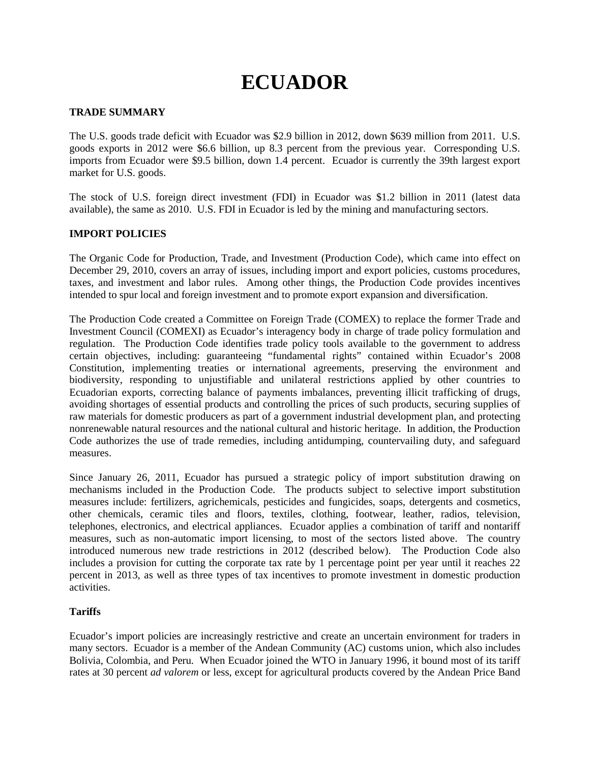# ECUADOR

## TRADE SUMMARY

The U.S. goods trade deficit with Ecuador was $2.9 billion in 2012, down $639 million from 2011. U.S. goods exports in 2012 were $6.6 billion, up 8.3 percent from the previous year. Corresponding U.S. imports from Ecuador were $9.5 billion, down 1.4 percent. Ecuador is currently the 39th largest export market for U.S. goods.

The stock of U.S. foreign direct investment (FDI) in Ecuador was $1.2 billion in 2011 (latest data available), the same as 2010. U.S. FDI in Ecuador is led by the mining and manufacturing sectors.

## IMPORT POLICIES

The Organic Code for Production, Trade, and Investment (Production Code), which came into effect on December 29, 2010, covers an array of issues, including import and export policies, customs procedures, taxes, and investment and labor rules. Among other things, the Production Code provides incentives intended to spur local and foreign investment and to promote export expansion and diversification.

The Production Code created a Committee on Foreign Trade (COMEX) to replace the former Trade and Investment Council (COMEXI) as Ecuador's interagency body in charge of trade policy formulation and regulation. The Production Code identifies trade policy tools available to the government to address certain objectives, including: guaranteeing "fundamental rights" contained within Ecuador's 2008 Constitution, implementing treaties or international agreements, preserving the environment and biodiversity, responding to unjustifiable and unilateral restrictions applied by other countries to Ecuadorian exports, correcting balance of payments imbalances, preventing illicit trafficking of drugs, avoiding shortages of essential products and controlling the prices of such products, securing supplies of raw materials for domestic producers as part of a government industrial development plan, and protecting nonrenewable natural resources and the national cultural and historic heritage. In addition, the Production Code authorizes the use of trade remedies, including antidumping, countervailing duty, and safeguard measures.

Since January 26, 2011, Ecuador has pursued a strategic policy of import substitution drawing on mechanisms included in the Production Code. The products subject to selective import substitution measures include: fertilizers, agrichemicals, pesticides and fungicides, soaps, detergents and cosmetics, other chemicals, ceramic tiles and floors, textiles, clothing, footwear, leather, radios, television, telephones, electronics, and electrical appliances. Ecuador applies a combination of tariff and nontariff measures, such as non-automatic import licensing, to most of the sectors listed above. The country introduced numerous new trade restrictions in 2012 (described below). The Production Code also includes a provision for cutting the corporate tax rate by 1 percentage point per year until it reaches 22 percent in 2013, as well as three types of tax incentives to promote investment in domestic production activities.

### Tariffs

Ecuador's import policies are increasingly restrictive and create an uncertain environment for traders in many sectors. Ecuador is a member of the Andean Community (AC) customs union, which also includes Bolivia, Colombia, and Peru. When Ecuador joined the WTO in January 1996, it bound most of its tariff rates at 30 percent *ad valorem* or less, except for agricultural products covered by the Andean Price Band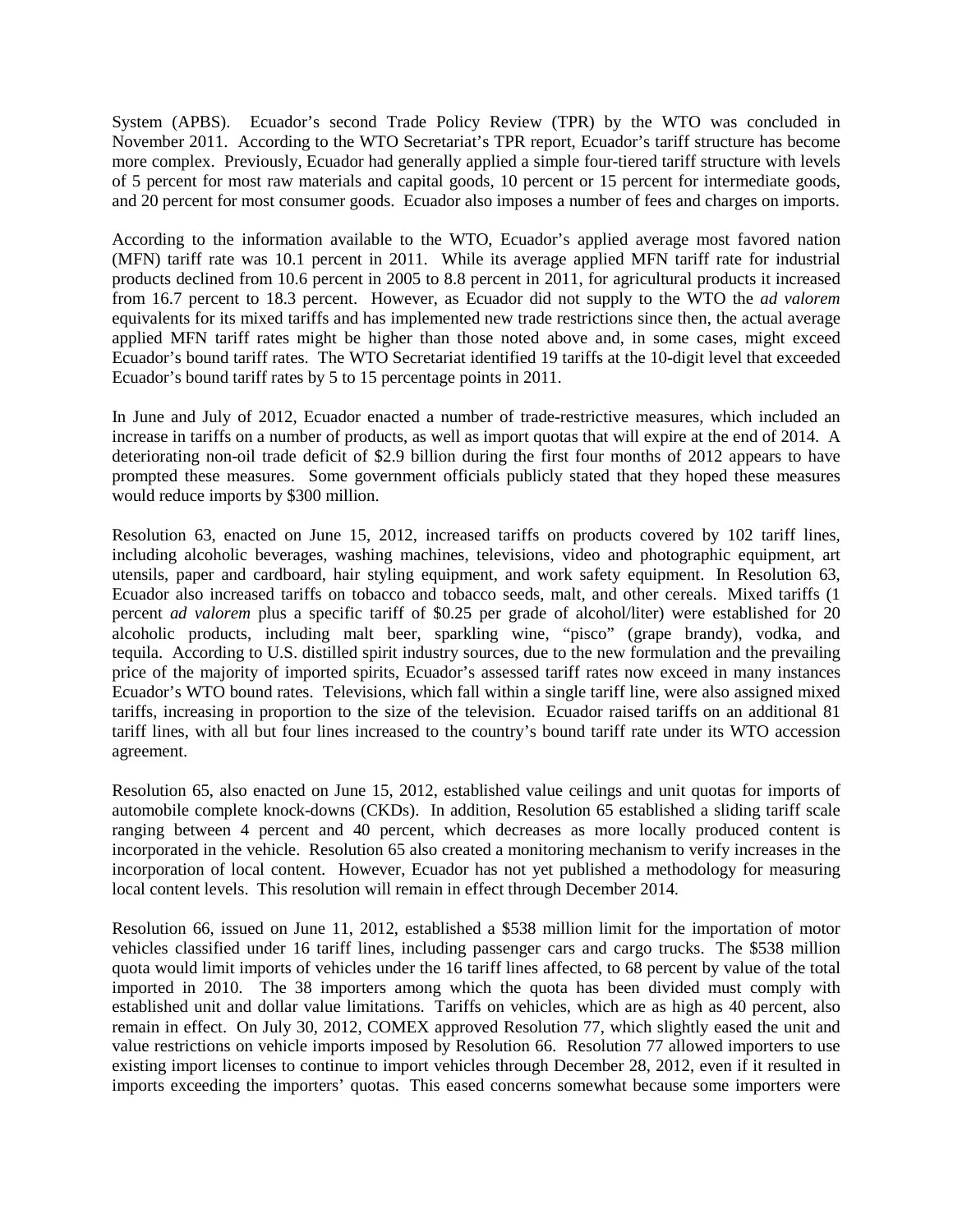System (APBS). Ecuador's second Trade Policy Review (TPR) by the WTO was concluded in November 2011. According to the WTO Secretariat's TPR report, Ecuador's tariff structure has become more complex. Previously, Ecuador had generally applied a simple four-tiered tariff structure with levels of 5 percent for most raw materials and capital goods, 10 percent or 15 percent for intermediate goods, and 20 percent for most consumer goods. Ecuador also imposes a number of fees and charges on imports.

According to the information available to the WTO, Ecuador's applied average most favored nation (MFN) tariff rate was 10.1 percent in 2011. While its average applied MFN tariff rate for industrial products declined from 10.6 percent in 2005 to 8.8 percent in 2011, for agricultural products it increased from 16.7 percent to 18.3 percent. However, as Ecuador did not supply to the WTO the *ad valorem* equivalents for its mixed tariffs and has implemented new trade restrictions since then, the actual average applied MFN tariff rates might be higher than those noted above and, in some cases, might exceed Ecuador's bound tariff rates. The WTO Secretariat identified 19 tariffs at the 10-digit level that exceeded Ecuador's bound tariff rates by 5 to 15 percentage points in 2011.

In June and July of 2012, Ecuador enacted a number of trade-restrictive measures, which included an increase in tariffs on a number of products, as well as import quotas that will expire at the end of 2014. A deteriorating non-oil trade deficit of $2.9 billion during the first four months of 2012 appears to have prompted these measures. Some government officials publicly stated that they hoped these measures would reduce imports by $300 million.

Resolution 63, enacted on June 15, 2012, increased tariffs on products covered by 102 tariff lines, including alcoholic beverages, washing machines, televisions, video and photographic equipment, art utensils, paper and cardboard, hair styling equipment, and work safety equipment. In Resolution 63, Ecuador also increased tariffs on tobacco and tobacco seeds, malt, and other cereals. Mixed tariffs (1 percent *ad valorem* plus a specific tariff of $0.25 per grade of alcohol/liter) were established for 20 alcoholic products, including malt beer, sparkling wine, "pisco" (grape brandy), vodka, and tequila. According to U.S. distilled spirit industry sources, due to the new formulation and the prevailing price of the majority of imported spirits, Ecuador's assessed tariff rates now exceed in many instances Ecuador's WTO bound rates. Televisions, which fall within a single tariff line, were also assigned mixed tariffs, increasing in proportion to the size of the television. Ecuador raised tariffs on an additional 81 tariff lines, with all but four lines increased to the country's bound tariff rate under its WTO accession agreement.

Resolution 65, also enacted on June 15, 2012, established value ceilings and unit quotas for imports of automobile complete knock-downs (CKDs). In addition, Resolution 65 established a sliding tariff scale ranging between 4 percent and 40 percent, which decreases as more locally produced content is incorporated in the vehicle. Resolution 65 also created a monitoring mechanism to verify increases in the incorporation of local content. However, Ecuador has not yet published a methodology for measuring local content levels. This resolution will remain in effect through December 2014.

Resolution 66, issued on June 11, 2012, established a $538 million limit for the importation of motor vehicles classified under 16 tariff lines, including passenger cars and cargo trucks. The $538 million quota would limit imports of vehicles under the 16 tariff lines affected, to 68 percent by value of the total imported in 2010. The 38 importers among which the quota has been divided must comply with established unit and dollar value limitations. Tariffs on vehicles, which are as high as 40 percent, also remain in effect. On July 30, 2012, COMEX approved Resolution 77, which slightly eased the unit and value restrictions on vehicle imports imposed by Resolution 66. Resolution 77 allowed importers to use existing import licenses to continue to import vehicles through December 28, 2012, even if it resulted in imports exceeding the importers' quotas. This eased concerns somewhat because some importers were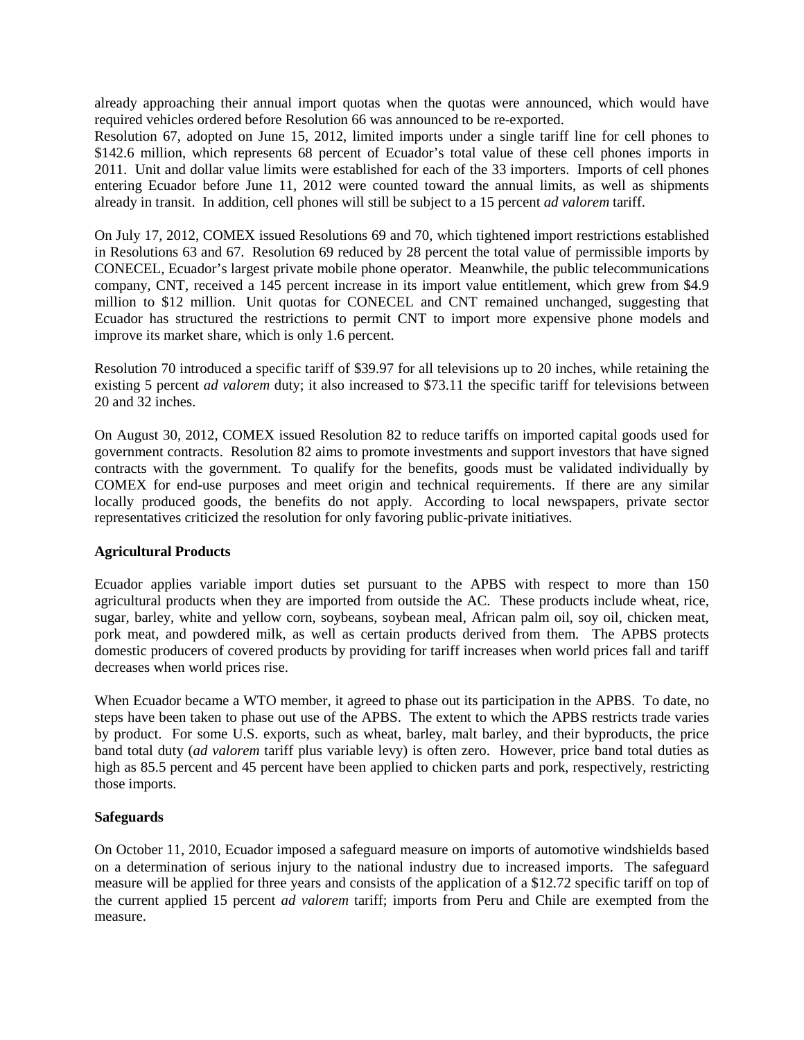already approaching their annual import quotas when the quotas were announced, which would have required vehicles ordered before Resolution 66 was announced to be re-exported.

Resolution 67, adopted on June 15, 2012, limited imports under a single tariff line for cell phones to \$142.6 million, which represents 68 percent of Ecuador's total value of these cell phones imports in 2011. Unit and dollar value limits were established for each of the 33 importers. Imports of cell phones entering Ecuador before June 11, 2012 were counted toward the annual limits, as well as shipments already in transit. In addition, cell phones will still be subject to a 15 percent *ad valorem* tariff.

On July 17, 2012, COMEX issued Resolutions 69 and 70, which tightened import restrictions established in Resolutions 63 and 67. Resolution 69 reduced by 28 percent the total value of permissible imports by CONECEL, Ecuador's largest private mobile phone operator. Meanwhile, the public telecommunications company, CNT, received a 145 percent increase in its import value entitlement, which grew from \$4.9 million to \$12 million. Unit quotas for CONECEL and CNT remained unchanged, suggesting that Ecuador has structured the restrictions to permit CNT to import more expensive phone models and improve its market share, which is only 1.6 percent.

Resolution 70 introduced a specific tariff of \$39.97 for all televisions up to 20 inches, while retaining the existing 5 percent *ad valorem* duty; it also increased to \$73.11 the specific tariff for televisions between 20 and 32 inches.

On August 30, 2012, COMEX issued Resolution 82 to reduce tariffs on imported capital goods used for government contracts. Resolution 82 aims to promote investments and support investors that have signed contracts with the government. To qualify for the benefits, goods must be validated individually by COMEX for end-use purposes and meet origin and technical requirements. If there are any similar locally produced goods, the benefits do not apply. According to local newspapers, private sector representatives criticized the resolution for only favoring public-private initiatives.

**Agricultural Products**

Ecuador applies variable import duties set pursuant to the APBS with respect to more than 150 agricultural products when they are imported from outside the AC. These products include wheat, rice, sugar, barley, white and yellow corn, soybeans, soybean meal, African palm oil, soy oil, chicken meat, pork meat, and powdered milk, as well as certain products derived from them. The APBS protects domestic producers of covered products by providing for tariff increases when world prices fall and tariff decreases when world prices rise.

When Ecuador became a WTO member, it agreed to phase out its participation in the APBS. To date, no steps have been taken to phase out use of the APBS. The extent to which the APBS restricts trade varies by product. For some U.S. exports, such as wheat, barley, malt barley, and their byproducts, the price band total duty (*ad valorem* tariff plus variable levy) is often zero. However, price band total duties as high as 85.5 percent and 45 percent have been applied to chicken parts and pork, respectively, restricting those imports.

**Safeguards**

On October 11, 2010, Ecuador imposed a safeguard measure on imports of automotive windshields based on a determination of serious injury to the national industry due to increased imports. The safeguard measure will be applied for three years and consists of the application of a \$12.72 specific tariff on top of the current applied 15 percent *ad valorem* tariff; imports from Peru and Chile are exempted from the measure.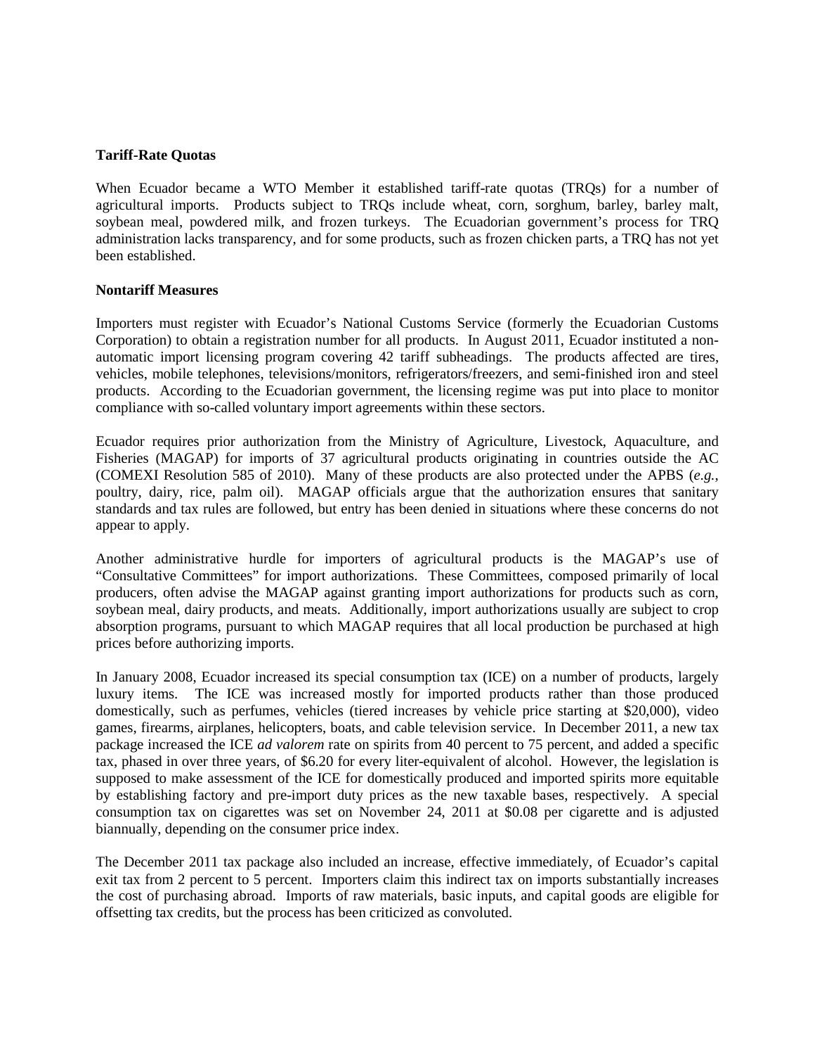**Tariff-Rate Quotas**

When Ecuador became a WTO Member it established tariff-rate quotas (TRQs) for a number of agricultural imports. Products subject to TRQs include wheat, corn, sorghum, barley, barley malt, soybean meal, powdered milk, and frozen turkeys. The Ecuadorian government's process for TRQ administration lacks transparency, and for some products, such as frozen chicken parts, a TRQ has not yet been established.

**Nontariff Measures**

Importers must register with Ecuador's National Customs Service (formerly the Ecuadorian Customs Corporation) to obtain a registration number for all products. In August 2011, Ecuador instituted a non-automatic import licensing program covering 42 tariff subheadings. The products affected are tires, vehicles, mobile telephones, televisions/monitors, refrigerators/freezers, and semi-finished iron and steel products. According to the Ecuadorian government, the licensing regime was put into place to monitor compliance with so-called voluntary import agreements within these sectors.

Ecuador requires prior authorization from the Ministry of Agriculture, Livestock, Aquaculture, and Fisheries (MAGAP) for imports of 37 agricultural products originating in countries outside the AC (COMEXI Resolution 585 of 2010). Many of these products are also protected under the APBS (*e.g.*, poultry, dairy, rice, palm oil). MAGAP officials argue that the authorization ensures that sanitary standards and tax rules are followed, but entry has been denied in situations where these concerns do not appear to apply.

Another administrative hurdle for importers of agricultural products is the MAGAP's use of "Consultative Committees" for import authorizations. These Committees, composed primarily of local producers, often advise the MAGAP against granting import authorizations for products such as corn, soybean meal, dairy products, and meats. Additionally, import authorizations usually are subject to crop absorption programs, pursuant to which MAGAP requires that all local production be purchased at high prices before authorizing imports.

In January 2008, Ecuador increased its special consumption tax (ICE) on a number of products, largely luxury items. The ICE was increased mostly for imported products rather than those produced domestically, such as perfumes, vehicles (tiered increases by vehicle price starting at $20,000), video games, firearms, airplanes, helicopters, boats, and cable television service. In December 2011, a new tax package increased the ICE *ad valorem* rate on spirits from 40 percent to 75 percent, and added a specific tax, phased in over three years, of $6.20 for every liter-equivalent of alcohol. However, the legislation is supposed to make assessment of the ICE for domestically produced and imported spirits more equitable by establishing factory and pre-import duty prices as the new taxable bases, respectively. A special consumption tax on cigarettes was set on November 24, 2011 at $0.08 per cigarette and is adjusted biannually, depending on the consumer price index.

The December 2011 tax package also included an increase, effective immediately, of Ecuador's capital exit tax from 2 percent to 5 percent. Importers claim this indirect tax on imports substantially increases the cost of purchasing abroad. Imports of raw materials, basic inputs, and capital goods are eligible for offsetting tax credits, but the process has been criticized as convoluted.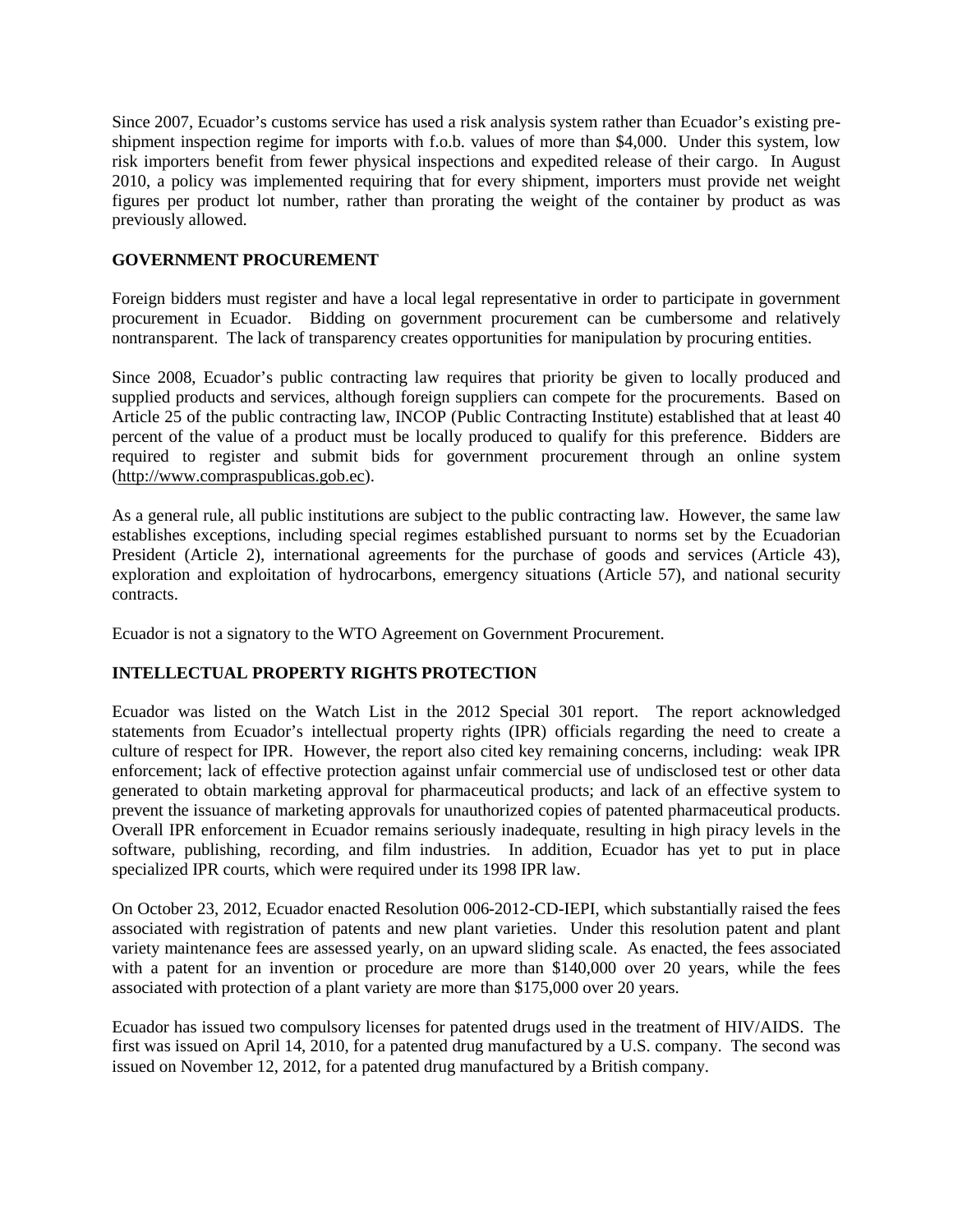Since 2007, Ecuador's customs service has used a risk analysis system rather than Ecuador's existing pre-shipment inspection regime for imports with f.o.b. values of more than $4,000. Under this system, low risk importers benefit from fewer physical inspections and expedited release of their cargo. In August 2010, a policy was implemented requiring that for every shipment, importers must provide net weight figures per product lot number, rather than prorating the weight of the container by product as was previously allowed.

## GOVERNMENT PROCUREMENT

Foreign bidders must register and have a local legal representative in order to participate in government procurement in Ecuador. Bidding on government procurement can be cumbersome and relatively nontransparent. The lack of transparency creates opportunities for manipulation by procuring entities.

Since 2008, Ecuador's public contracting law requires that priority be given to locally produced and supplied products and services, although foreign suppliers can compete for the procurements. Based on Article 25 of the public contracting law, INCOP (Public Contracting Institute) established that at least 40 percent of the value of a product must be locally produced to qualify for this preference. Bidders are required to register and submit bids for government procurement through an online system (http://www.compraspublicas.gob.ec).

As a general rule, all public institutions are subject to the public contracting law. However, the same law establishes exceptions, including special regimes established pursuant to norms set by the Ecuadorian President (Article 2), international agreements for the purchase of goods and services (Article 43), exploration and exploitation of hydrocarbons, emergency situations (Article 57), and national security contracts.

Ecuador is not a signatory to the WTO Agreement on Government Procurement.

## INTELLECTUAL PROPERTY RIGHTS PROTECTION

Ecuador was listed on the Watch List in the 2012 Special 301 report. The report acknowledged statements from Ecuador's intellectual property rights (IPR) officials regarding the need to create a culture of respect for IPR. However, the report also cited key remaining concerns, including: weak IPR enforcement; lack of effective protection against unfair commercial use of undisclosed test or other data generated to obtain marketing approval for pharmaceutical products; and lack of an effective system to prevent the issuance of marketing approvals for unauthorized copies of patented pharmaceutical products. Overall IPR enforcement in Ecuador remains seriously inadequate, resulting in high piracy levels in the software, publishing, recording, and film industries. In addition, Ecuador has yet to put in place specialized IPR courts, which were required under its 1998 IPR law.

On October 23, 2012, Ecuador enacted Resolution 006-2012-CD-IEPI, which substantially raised the fees associated with registration of patents and new plant varieties. Under this resolution patent and plant variety maintenance fees are assessed yearly, on an upward sliding scale. As enacted, the fees associated with a patent for an invention or procedure are more than $140,000 over 20 years, while the fees associated with protection of a plant variety are more than $175,000 over 20 years.

Ecuador has issued two compulsory licenses for patented drugs used in the treatment of HIV/AIDS. The first was issued on April 14, 2010, for a patented drug manufactured by a U.S. company. The second was issued on November 12, 2012, for a patented drug manufactured by a British company.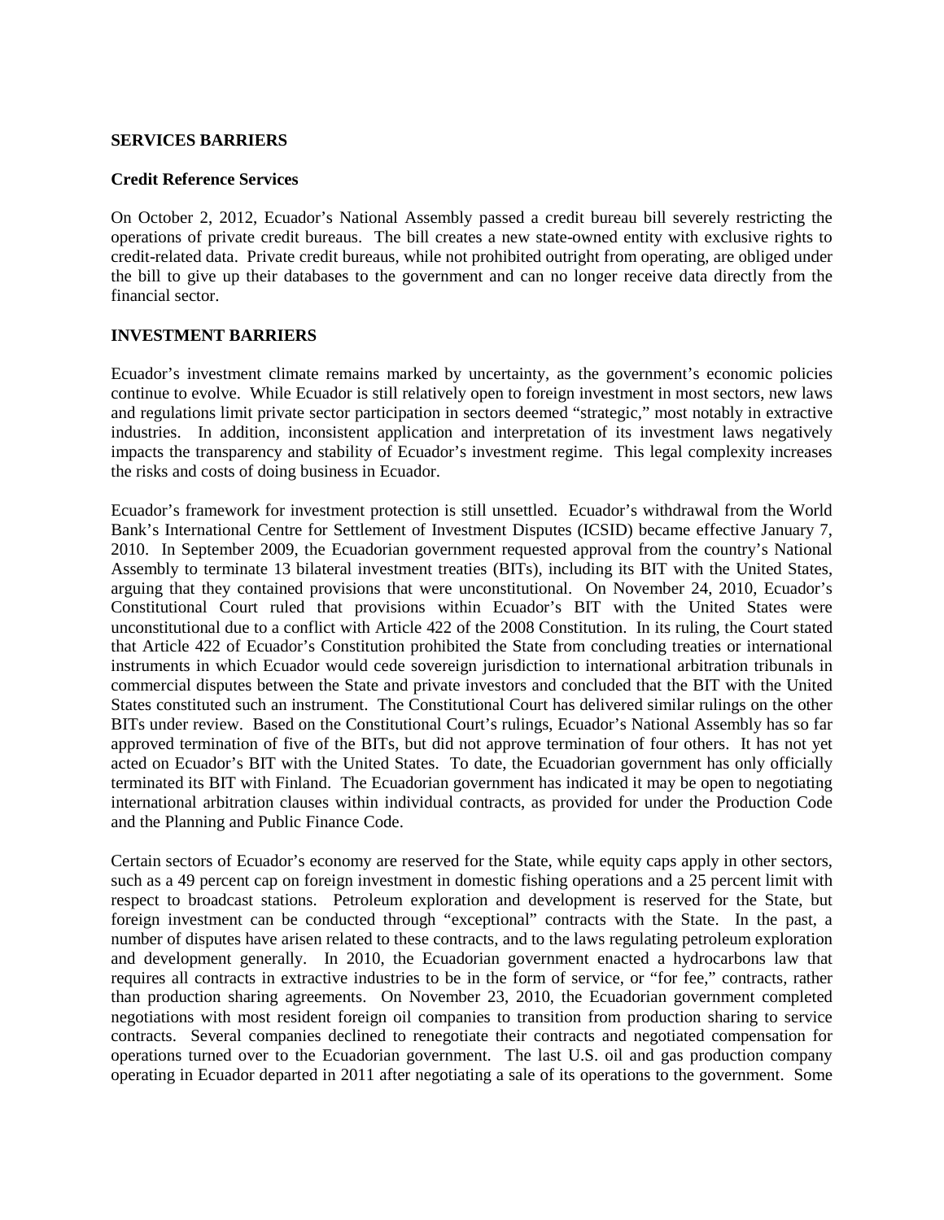**SERVICES BARRIERS**

**Credit Reference Services**

On October 2, 2012, Ecuador's National Assembly passed a credit bureau bill severely restricting the operations of private credit bureaus. The bill creates a new state-owned entity with exclusive rights to credit-related data. Private credit bureaus, while not prohibited outright from operating, are obliged under the bill to give up their databases to the government and can no longer receive data directly from the financial sector.

**INVESTMENT BARRIERS**

Ecuador's investment climate remains marked by uncertainty, as the government's economic policies continue to evolve. While Ecuador is still relatively open to foreign investment in most sectors, new laws and regulations limit private sector participation in sectors deemed "strategic," most notably in extractive industries. In addition, inconsistent application and interpretation of its investment laws negatively impacts the transparency and stability of Ecuador's investment regime. This legal complexity increases the risks and costs of doing business in Ecuador.

Ecuador's framework for investment protection is still unsettled. Ecuador's withdrawal from the World Bank's International Centre for Settlement of Investment Disputes (ICSID) became effective January 7, 2010. In September 2009, the Ecuadorian government requested approval from the country's National Assembly to terminate 13 bilateral investment treaties (BITs), including its BIT with the United States, arguing that they contained provisions that were unconstitutional. On November 24, 2010, Ecuador's Constitutional Court ruled that provisions within Ecuador's BIT with the United States were unconstitutional due to a conflict with Article 422 of the 2008 Constitution. In its ruling, the Court stated that Article 422 of Ecuador's Constitution prohibited the State from concluding treaties or international instruments in which Ecuador would cede sovereign jurisdiction to international arbitration tribunals in commercial disputes between the State and private investors and concluded that the BIT with the United States constituted such an instrument. The Constitutional Court has delivered similar rulings on the other BITs under review. Based on the Constitutional Court's rulings, Ecuador's National Assembly has so far approved termination of five of the BITs, but did not approve termination of four others. It has not yet acted on Ecuador's BIT with the United States. To date, the Ecuadorian government has only officially terminated its BIT with Finland. The Ecuadorian government has indicated it may be open to negotiating international arbitration clauses within individual contracts, as provided for under the Production Code and the Planning and Public Finance Code.

Certain sectors of Ecuador's economy are reserved for the State, while equity caps apply in other sectors, such as a 49 percent cap on foreign investment in domestic fishing operations and a 25 percent limit with respect to broadcast stations. Petroleum exploration and development is reserved for the State, but foreign investment can be conducted through "exceptional" contracts with the State. In the past, a number of disputes have arisen related to these contracts, and to the laws regulating petroleum exploration and development generally. In 2010, the Ecuadorian government enacted a hydrocarbons law that requires all contracts in extractive industries to be in the form of service, or "for fee," contracts, rather than production sharing agreements. On November 23, 2010, the Ecuadorian government completed negotiations with most resident foreign oil companies to transition from production sharing to service contracts. Several companies declined to renegotiate their contracts and negotiated compensation for operations turned over to the Ecuadorian government. The last U.S. oil and gas production company operating in Ecuador departed in 2011 after negotiating a sale of its operations to the government. Some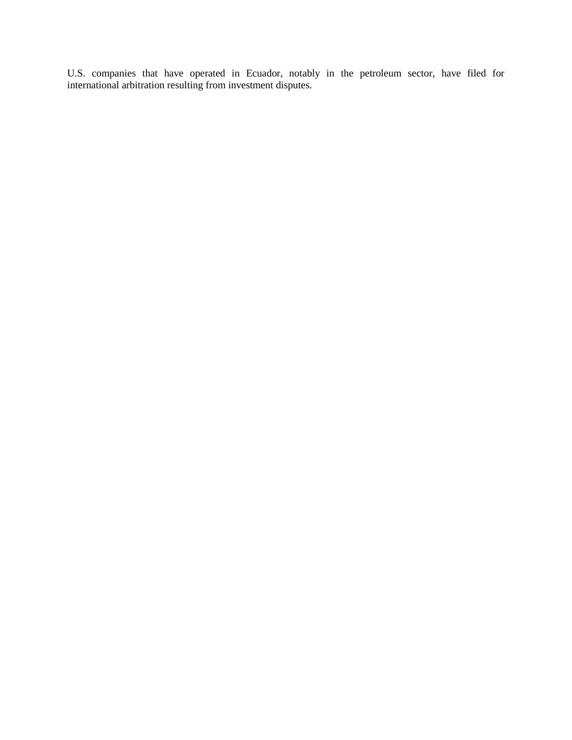U.S. companies that have operated in Ecuador, notably in the petroleum sector, have filed for international arbitration resulting from investment disputes.